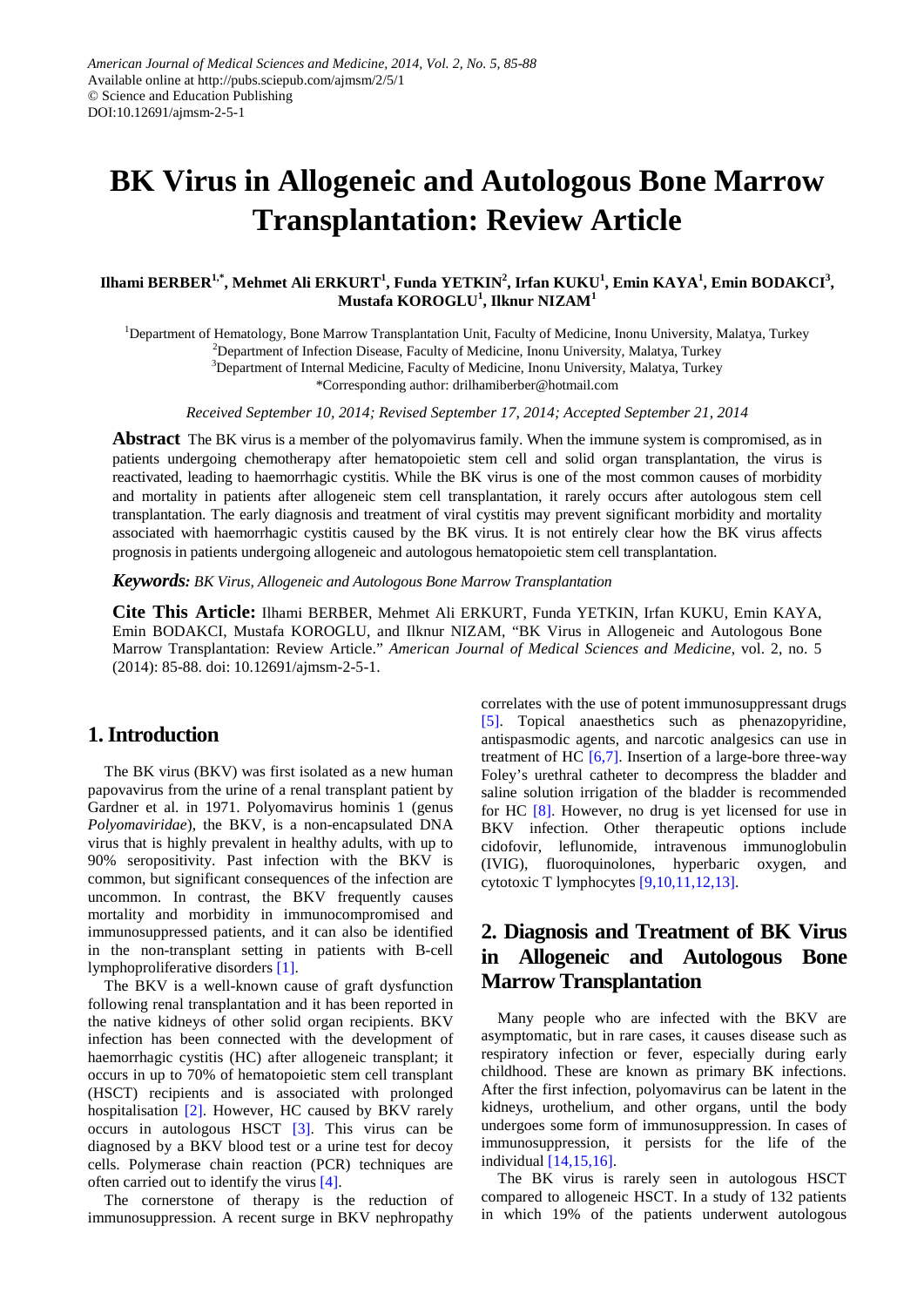American Journal of Medical Sciences and Medicine, 2014, Vol. 2, No. 5, 85-88
Available online at http://pubs.sciepub.com/ajmsm/2/5/1
© Science and Education Publishing
DOI:10.12691/ajmsm-2-5-1

# BK Virus in Allogeneic and Autologous Bone Marrow Transplantation: Review Article

**Ilhami BERBER[1,*], Mehmet Ali ERKURT[1], Funda YETKIN[2], Irfan KUKU[1], Emin KAYA[1], Emin BODAKCI[3], Mustafa KOROGLU[1], Ilknur NIZAM[1]**

[1]Department of Hematology, Bone Marrow Transplantation Unit, Faculty of Medicine, Inonu University, Malatya, Turkey
[2]Department of Infection Disease, Faculty of Medicine, Inonu University, Malatya, Turkey
[3]Department of Internal Medicine, Faculty of Medicine, Inonu University, Malatya, Turkey
*Corresponding author: drilhamiberber@hotmail.com

*Received September 10, 2014; Revised September 17, 2014; Accepted September 21, 2014*

**Abstract** The BK virus is a member of the polyomavirus family. When the immune system is compromised, as in patients undergoing chemotherapy after hematopoietic stem cell and solid organ transplantation, the virus is reactivated, leading to haemorrhagic cystitis. While the BK virus is one of the most common causes of morbidity and mortality in patients after allogeneic stem cell transplantation, it rarely occurs after autologous stem cell transplantation. The early diagnosis and treatment of viral cystitis may prevent significant morbidity and mortality associated with haemorrhagic cystitis caused by the BK virus. It is not entirely clear how the BK virus affects prognosis in patients undergoing allogeneic and autologous hematopoietic stem cell transplantation.

***Keywords:*** *BK Virus, Allogeneic and Autologous Bone Marrow Transplantation*

**Cite This Article:** Ilhami BERBER, Mehmet Ali ERKURT, Funda YETKIN, Irfan KUKU, Emin KAYA, Emin BODAKCI, Mustafa KOROGLU, and Ilknur NIZAM, "BK Virus in Allogeneic and Autologous Bone Marrow Transplantation: Review Article." *American Journal of Medical Sciences and Medicine*, vol. 2, no. 5 (2014): 85-88. doi: 10.12691/ajmsm-2-5-1.

## 1. Introduction

The BK virus (BKV) was first isolated as a new human papovavirus from the urine of a renal transplant patient by Gardner et al. in 1971. Polyomavirus hominis 1 (genus *Polyomaviridae*), the BKV, is a non-encapsulated DNA virus that is highly prevalent in healthy adults, with up to 90% seropositivity. Past infection with the BKV is common, but significant consequences of the infection are uncommon. In contrast, the BKV frequently causes mortality and morbidity in immunocompromised and immunosuppressed patients, and it can also be identified in the non-transplant setting in patients with B-cell lymphoproliferative disorders [1].

The BKV is a well-known cause of graft dysfunction following renal transplantation and it has been reported in the native kidneys of other solid organ recipients. BKV infection has been connected with the development of haemorrhagic cystitis (HC) after allogeneic transplant; it occurs in up to 70% of hematopoietic stem cell transplant (HSCT) recipients and is associated with prolonged hospitalisation [2]. However, HC caused by BKV rarely occurs in autologous HSCT [3]. This virus can be diagnosed by a BKV blood test or a urine test for decoy cells. Polymerase chain reaction (PCR) techniques are often carried out to identify the virus [4].

The cornerstone of therapy is the reduction of immunosuppression. A recent surge in BKV nephropathy correlates with the use of potent immunosuppressant drugs [5]. Topical anaesthetics such as phenazopyridine, antispasmodic agents, and narcotic analgesics can use in treatment of HC [6,7]. Insertion of a large-bore three-way Foley's urethral catheter to decompress the bladder and saline solution irrigation of the bladder is recommended for HC [8]. However, no drug is yet licensed for use in BKV infection. Other therapeutic options include cidofovir, leflunomide, intravenous immunoglobulin (IVIG), fluoroquinolones, hyperbaric oxygen, and cytotoxic T lymphocytes [9,10,11,12,13].

## 2. Diagnosis and Treatment of BK Virus in Allogeneic and Autologous Bone Marrow Transplantation

Many people who are infected with the BKV are asymptomatic, but in rare cases, it causes disease such as respiratory infection or fever, especially during early childhood. These are known as primary BK infections. After the first infection, polyomavirus can be latent in the kidneys, urothelium, and other organs, until the body undergoes some form of immunosuppression. In cases of immunosuppression, it persists for the life of the individual [14,15,16].

The BK virus is rarely seen in autologous HSCT compared to allogeneic HSCT. In a study of 132 patients in which 19% of the patients underwent autologous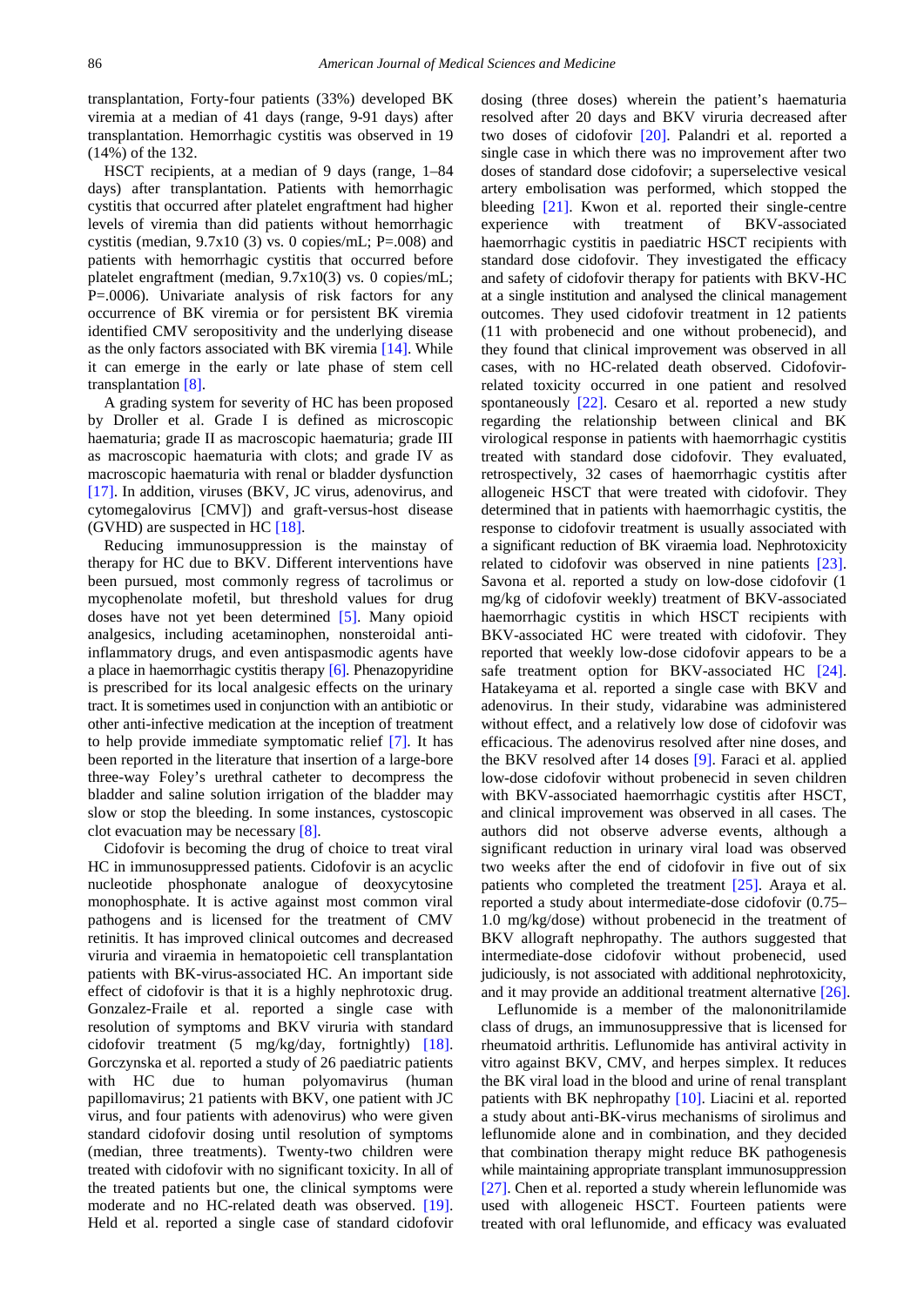transplantation, Forty-four patients (33%) developed BK viremia at a median of 41 days (range, 9-91 days) after transplantation. Hemorrhagic cystitis was observed in 19 (14%) of the 132.

HSCT recipients, at a median of 9 days (range, 1–84 days) after transplantation. Patients with hemorrhagic cystitis that occurred after platelet engraftment had higher levels of viremia than did patients without hemorrhagic cystitis (median, 9.7x10 (3) vs. 0 copies/mL; P=.008) and patients with hemorrhagic cystitis that occurred before platelet engraftment (median, 9.7x10(3) vs. 0 copies/mL; P=.0006). Univariate analysis of risk factors for any occurrence of BK viremia or for persistent BK viremia identified CMV seropositivity and the underlying disease as the only factors associated with BK viremia [14]. While it can emerge in the early or late phase of stem cell transplantation [8].

A grading system for severity of HC has been proposed by Droller et al. Grade I is defined as microscopic haematuria; grade II as macroscopic haematuria; grade III as macroscopic haematuria with clots; and grade IV as macroscopic haematuria with renal or bladder dysfunction [17]. In addition, viruses (BKV, JC virus, adenovirus, and cytomegalovirus [CMV]) and graft-versus-host disease (GVHD) are suspected in HC [18].

Reducing immunosuppression is the mainstay of therapy for HC due to BKV. Different interventions have been pursued, most commonly regress of tacrolimus or mycophenolate mofetil, but threshold values for drug doses have not yet been determined [5]. Many opioid analgesics, including acetaminophen, nonsteroidal anti-inflammatory drugs, and even antispasmodic agents have a place in haemorrhagic cystitis therapy [6]. Phenazopyridine is prescribed for its local analgesic effects on the urinary tract. It is sometimes used in conjunction with an antibiotic or other anti-infective medication at the inception of treatment to help provide immediate symptomatic relief [7]. It has been reported in the literature that insertion of a large-bore three-way Foley's urethral catheter to decompress the bladder and saline solution irrigation of the bladder may slow or stop the bleeding. In some instances, cystoscopic clot evacuation may be necessary [8].

Cidofovir is becoming the drug of choice to treat viral HC in immunosuppressed patients. Cidofovir is an acyclic nucleotide phosphonate analogue of deoxycytosine monophosphate. It is active against most common viral pathogens and is licensed for the treatment of CMV retinitis. It has improved clinical outcomes and decreased viruria and viraemia in hematopoietic cell transplantation patients with BK-virus-associated HC. An important side effect of cidofovir is that it is a highly nephrotoxic drug. Gonzalez-Fraile et al. reported a single case with resolution of symptoms and BKV viruria with standard cidofovir treatment (5 mg/kg/day, fortnightly) [18]. Gorczynska et al. reported a study of 26 paediatric patients with HC due to human polyomavirus (human papillomavirus; 21 patients with BKV, one patient with JC virus, and four patients with adenovirus) who were given standard cidofovir dosing until resolution of symptoms (median, three treatments). Twenty-two children were treated with cidofovir with no significant toxicity. In all of the treated patients but one, the clinical symptoms were moderate and no HC-related death was observed. [19]. Held et al. reported a single case of standard cidofovir dosing (three doses) wherein the patient's haematuria resolved after 20 days and BKV viruria decreased after two doses of cidofovir [20]. Palandri et al. reported a single case in which there was no improvement after two doses of standard dose cidofovir; a superselective vesical artery embolisation was performed, which stopped the bleeding [21]. Kwon et al. reported their single-centre experience with treatment of BKV-associated haemorrhagic cystitis in paediatric HSCT recipients with standard dose cidofovir. They investigated the efficacy and safety of cidofovir therapy for patients with BKV-HC at a single institution and analysed the clinical management outcomes. They used cidofovir treatment in 12 patients (11 with probenecid and one without probenecid), and they found that clinical improvement was observed in all cases, with no HC-related death observed. Cidofovir-related toxicity occurred in one patient and resolved spontaneously [22]. Cesaro et al. reported a new study regarding the relationship between clinical and BK virological response in patients with haemorrhagic cystitis treated with standard dose cidofovir. They evaluated, retrospectively, 32 cases of haemorrhagic cystitis after allogeneic HSCT that were treated with cidofovir. They determined that in patients with haemorrhagic cystitis, the response to cidofovir treatment is usually associated with a significant reduction of BK viraemia load. Nephrotoxicity related to cidofovir was observed in nine patients [23]. Savona et al. reported a study on low-dose cidofovir (1 mg/kg of cidofovir weekly) treatment of BKV-associated haemorrhagic cystitis in which HSCT recipients with BKV-associated HC were treated with cidofovir. They reported that weekly low-dose cidofovir appears to be a safe treatment option for BKV-associated HC [24]. Hatakeyama et al. reported a single case with BKV and adenovirus. In their study, vidarabine was administered without effect, and a relatively low dose of cidofovir was efficacious. The adenovirus resolved after nine doses, and the BKV resolved after 14 doses [9]. Faraci et al. applied low-dose cidofovir without probenecid in seven children with BKV-associated haemorrhagic cystitis after HSCT, and clinical improvement was observed in all cases. The authors did not observe adverse events, although a significant reduction in urinary viral load was observed two weeks after the end of cidofovir in five out of six patients who completed the treatment [25]. Araya et al. reported a study about intermediate-dose cidofovir (0.75–1.0 mg/kg/dose) without probenecid in the treatment of BKV allograft nephropathy. The authors suggested that intermediate-dose cidofovir without probenecid, used judiciously, is not associated with additional nephrotoxicity, and it may provide an additional treatment alternative [26].

Leflunomide is a member of the malononitrilamide class of drugs, an immunosuppressive that is licensed for rheumatoid arthritis. Leflunomide has antiviral activity in vitro against BKV, CMV, and herpes simplex. It reduces the BK viral load in the blood and urine of renal transplant patients with BK nephropathy [10]. Liacini et al. reported a study about anti-BK-virus mechanisms of sirolimus and leflunomide alone and in combination, and they decided that combination therapy might reduce BK pathogenesis while maintaining appropriate transplant immunosuppression [27]. Chen et al. reported a study wherein leflunomide was used with allogeneic HSCT. Fourteen patients were treated with oral leflunomide, and efficacy was evaluated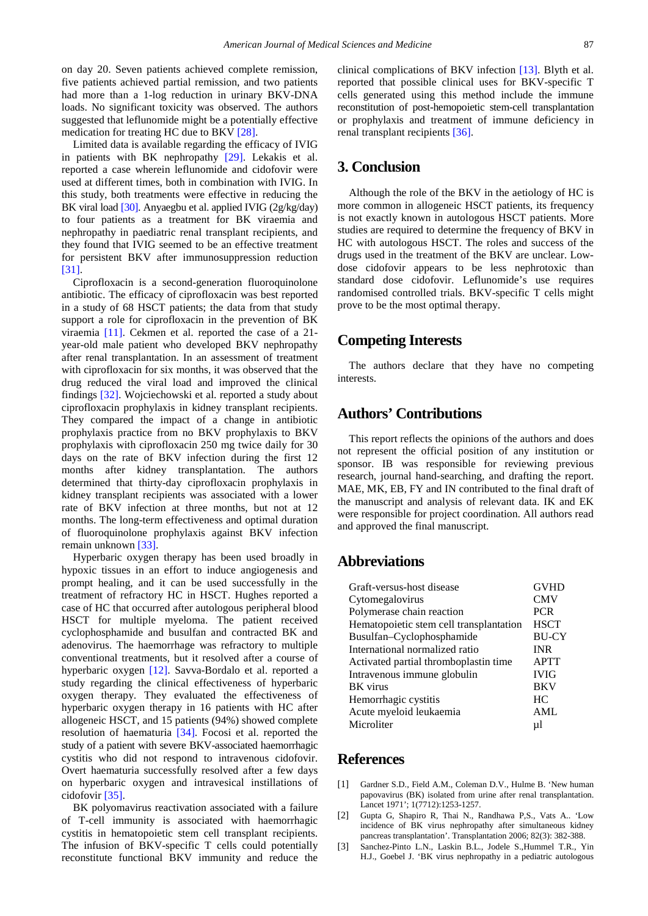on day 20. Seven patients achieved complete remission, five patients achieved partial remission, and two patients had more than a 1-log reduction in urinary BKV-DNA loads. No significant toxicity was observed. The authors suggested that leflunomide might be a potentially effective medication for treating HC due to BKV [28].

Limited data is available regarding the efficacy of IVIG in patients with BK nephropathy [29]. Lekakis et al. reported a case wherein leflunomide and cidofovir were used at different times, both in combination with IVIG. In this study, both treatments were effective in reducing the BK viral load [30]. Anyaegbu et al. applied IVIG (2g/kg/day) to four patients as a treatment for BK viraemia and nephropathy in paediatric renal transplant recipients, and they found that IVIG seemed to be an effective treatment for persistent BKV after immunosuppression reduction [31].

Ciprofloxacin is a second-generation fluoroquinolone antibiotic. The efficacy of ciprofloxacin was best reported in a study of 68 HSCT patients; the data from that study support a role for ciprofloxacin in the prevention of BK viraemia [11]. Cekmen et al. reported the case of a 21-year-old male patient who developed BKV nephropathy after renal transplantation. In an assessment of treatment with ciprofloxacin for six months, it was observed that the drug reduced the viral load and improved the clinical findings [32]. Wojciechowski et al. reported a study about ciprofloxacin prophylaxis in kidney transplant recipients. They compared the impact of a change in antibiotic prophylaxis practice from no BKV prophylaxis to BKV prophylaxis with ciprofloxacin 250 mg twice daily for 30 days on the rate of BKV infection during the first 12 months after kidney transplantation. The authors determined that thirty-day ciprofloxacin prophylaxis in kidney transplant recipients was associated with a lower rate of BKV infection at three months, but not at 12 months. The long-term effectiveness and optimal duration of fluoroquinolone prophylaxis against BKV infection remain unknown [33].

Hyperbaric oxygen therapy has been used broadly in hypoxic tissues in an effort to induce angiogenesis and prompt healing, and it can be used successfully in the treatment of refractory HC in HSCT. Hughes reported a case of HC that occurred after autologous peripheral blood HSCT for multiple myeloma. The patient received cyclophosphamide and busulfan and contracted BK and adenovirus. The haemorrhage was refractory to multiple conventional treatments, but it resolved after a course of hyperbaric oxygen [12]. Savva-Bordalo et al. reported a study regarding the clinical effectiveness of hyperbaric oxygen therapy. They evaluated the effectiveness of hyperbaric oxygen therapy in 16 patients with HC after allogeneic HSCT, and 15 patients (94%) showed complete resolution of haematuria [34]. Focosi et al. reported the study of a patient with severe BKV-associated haemorrhagic cystitis who did not respond to intravenous cidofovir. Overt haematuria successfully resolved after a few days on hyperbaric oxygen and intravesical instillations of cidofovir [35].

BK polyomavirus reactivation associated with a failure of T-cell immunity is associated with haemorrhagic cystitis in hematopoietic stem cell transplant recipients. The infusion of BKV-specific T cells could potentially reconstitute functional BKV immunity and reduce the clinical complications of BKV infection [13]. Blyth et al. reported that possible clinical uses for BKV-specific T cells generated using this method include the immune reconstitution of post-hemopoietic stem-cell transplantation or prophylaxis and treatment of immune deficiency in renal transplant recipients [36].

## 3. Conclusion

Although the role of the BKV in the aetiology of HC is more common in allogeneic HSCT patients, its frequency is not exactly known in autologous HSCT patients. More studies are required to determine the frequency of BKV in HC with autologous HSCT. The roles and success of the drugs used in the treatment of the BKV are unclear. Low-dose cidofovir appears to be less nephrotoxic than standard dose cidofovir. Leflunomide's use requires randomised controlled trials. BKV-specific T cells might prove to be the most optimal therapy.

## Competing Interests

The authors declare that they have no competing interests.

## Authors' Contributions

This report reflects the opinions of the authors and does not represent the official position of any institution or sponsor. IB was responsible for reviewing previous research, journal hand-searching, and drafting the report. MAE, MK, EB, FY and IN contributed to the final draft of the manuscript and analysis of relevant data. IK and EK were responsible for project coordination. All authors read and approved the final manuscript.

## Abbreviations

| | |
|---|---|
| Graft-versus-host disease | GVHD |
| Cytomegalovirus | CMV |
| Polymerase chain reaction | PCR |
| Hematopoietic stem cell transplantation | HSCT |
| Busulfan–Cyclophosphamide | BU-CY |
| International normalized ratio | INR |
| Activated partial thromboplastin time | APTT |
| Intravenous immune globulin | IVIG |
| BK virus | BKV |
| Hemorrhagic cystitis | HC |
| Acute myeloid leukaemia | AML |
| Microliter | µl |

## References

[1] Gardner S.D., Field A.M., Coleman D.V., Hulme B. 'New human papovavirus (BK) isolated from urine after renal transplantation. Lancet 1971'; 1(7712):1253-1257.

[2] Gupta G, Shapiro R, Thai N., Randhawa P,S., Vats A.. 'Low incidence of BK virus nephropathy after simultaneous kidney pancreas transplantation'. Transplantation 2006; 82(3): 382-388.

[3] Sanchez-Pinto L.N., Laskin B.L., Jodele S.,Hummel T.R., Yin H.J., Goebel J. 'BK virus nephropathy in a pediatric autologous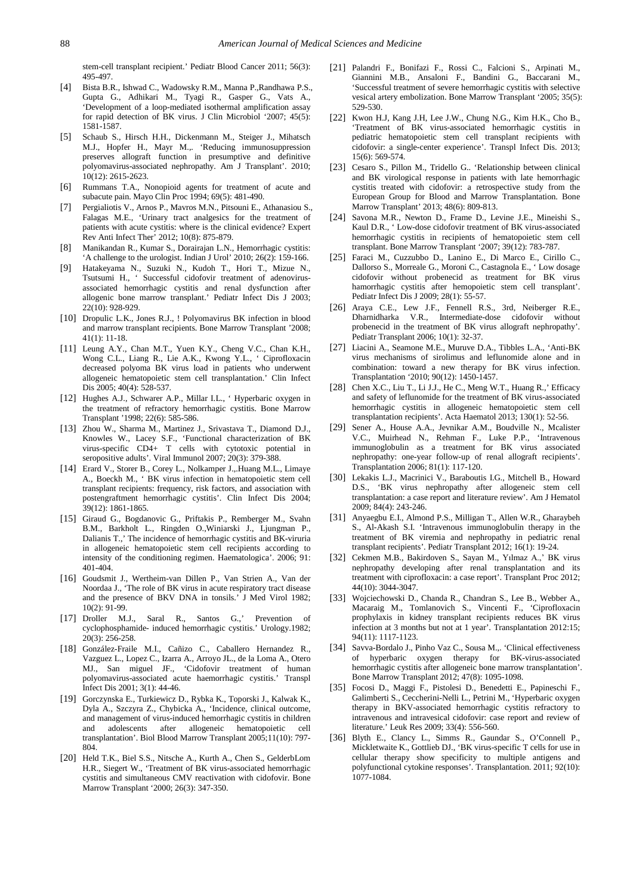stem-cell transplant recipient.' Pediatr Blood Cancer 2011; 56(3): 495-497.

[4] Bista B.R., Ishwad C., Wadowsky R.M., Manna P.,Randhawa P.S., Gupta G., Adhikari M., Tyagi R., Gasper G., Vats A., 'Development of a loop-mediated isothermal amplification assay for rapid detection of BK virus. J Clin Microbiol '2007; 45(5): 1581-1587.

[5] Schaub S., Hirsch H.H., Dickenmann M., Steiger J., Mihatsch M.J., Hopfer H., Mayr M.,. 'Reducing immunosuppression preserves allograft function in presumptive and definitive polyomavirus-associated nephropathy. Am J Transplant'. 2010; 10(12): 2615-2623.

[6] Rummans T.A., Nonopioid agents for treatment of acute and subacute pain. Mayo Clin Proc 1994; 69(5): 481-490.

[7] Pergialiotis V., Arnos P., Mavros M.N., Pitsouni E., Athanasiou S., Falagas M.E., 'Urinary tract analgesics for the treatment of patients with acute cystitis: where is the clinical evidence? Expert Rev Anti Infect Ther' 2012; 10(8): 875-879.

[8] Manikandan R., Kumar S., Dorairajan L.N., Hemorrhagic cystitis: 'A challenge to the urologist. Indian J Urol' 2010; 26(2): 159-166.

[9] Hatakeyama N., Suzuki N., Kudoh T., Hori T., Mizue N., Tsutsumi H., ' Successful cidofovir treatment of adenovirus-associated hemorrhagic cystitis and renal dysfunction after allogenic bone marrow transplant.' Pediatr Infect Dis J 2003; 22(10): 928-929.

[10] Dropulic L.K., Jones R.J., ! Polyomavirus BK infection in blood and marrow transplant recipients. Bone Marrow Transplant '2008; 41(1): 11-18.

[11] Leung A.Y., Chan M.T., Yuen K.Y., Cheng V.C., Chan K.H., Wong C.L., Liang R., Lie A.K., Kwong Y.L., ' Ciprofloxacin decreased polyoma BK virus load in patients who underwent allogeneic hematopoietic stem cell transplantation.' Clin Infect Dis 2005; 40(4): 528-537.

[12] Hughes A.J., Schwarer A.P., Millar I.L., ' Hyperbaric oxygen in the treatment of refractory hemorrhagic cystitis. Bone Marrow Transplant '1998; 22(6): 585-586.

[13] Zhou W., Sharma M., Martinez J., Srivastava T., Diamond D.J., Knowles W., Lacey S.F., 'Functional characterization of BK virus-specific CD4+ T cells with cytotoxic potential in seropositive adults'. Viral Immunol 2007; 20(3): 379-388.

[14] Erard V., Storer B., Corey L., Nolkamper J.,.Huang M.L., Limaye A., Boeckh M., ' BK virus infection in hematopoietic stem cell transplant recipients: frequency, risk factors, and association with postengraftment hemorrhagic cystitis'. Clin Infect Dis 2004; 39(12): 1861-1865.

[15] Giraud G., Bogdanovic G., Priftakis P., Remberger M., Svahn B.M., Barkholt L., Ringden O.,Winiarski J., Ljungman P., Dalianis T.,' The incidence of hemorrhagic cystitis and BK-viruria in allogeneic hematopoietic stem cell recipients according to intensity of the conditioning regimen. Haematologica'. 2006; 91: 401-404.

[16] Goudsmit J., Wertheim-van Dillen P., Van Strien A., Van der Noordaa J., 'The role of BK virus in acute respiratory tract disease and the presence of BKV DNA in tonsils.' J Med Virol 1982; 10(2): 91-99.

[17] Droller M.J., Saral R., Santos G.,' Prevention of cyclophosphamide- induced hemorrhagic cystitis.' Urology.1982; 20(3): 256-258.

[18] González-Fraile M.I., Cañizo C., Caballero Hernandez R., Vazguez L., Lopez C., Izarra A., Arroyo JL., de la Loma A., Otero MJ., San miguel JF., 'Cidofovir treatment of human polyomavirus-associated acute haemorrhagic cystitis.' Transpl Infect Dis 2001; 3(1): 44-46.

[19] Gorczynska E., Turkiewicz D., Rybka K., Toporski J., Kalwak K., Dyla A., Szczyra Z., Chybicka A., 'Incidence, clinical outcome, and management of virus-induced hemorrhagic cystitis in children and adolescents after allogeneic hematopoietic cell transplantation'. Biol Blood Marrow Transplant 2005;11(10): 797-804.

[20] Held T.K., Biel S.S., Nitsche A., Kurth A., Chen S., GelderbLom H.R., Siegert W., 'Treatment of BK virus-associated hemorrhagic cystitis and simultaneous CMV reactivation with cidofovir. Bone Marrow Transplant '2000; 26(3): 347-350.

[21] Palandri F., Bonifazi F., Rossi C., Falcioni S., Arpinati M., Giannini M.B., Ansaloni F., Bandini G., Baccarani M., 'Successful treatment of severe hemorrhagic cystitis with selective vesical artery embolization. Bone Marrow Transplant '2005; 35(5): 529-530.

[22] Kwon H.J, Kang J.H, Lee J.W., Chung N.G., Kim H.K., Cho B., 'Treatment of BK virus-associated hemorrhagic cystitis in pediatric hematopoietic stem cell transplant recipients with cidofovir: a single-center experience'. Transpl Infect Dis. 2013; 15(6): 569-574.

[23] Cesaro S., Pillon M., Tridello G.. 'Relationship between clinical and BK virological response in patients with late hemorrhagic cystitis treated with cidofovir: a retrospective study from the European Group for Blood and Marrow Transplantation. Bone Marrow Transplant' 2013; 48(6): 809-813.

[24] Savona M.R., Newton D., Frame D., Levine J.E., Mineishi S., Kaul D.R., ' Low-dose cidofovir treatment of BK virus-associated hemorrhagic cystitis in recipients of hematopoietic stem cell transplant. Bone Marrow Transplant '2007; 39(12): 783-787.

[25] Faraci M., Cuzzubbo D., Lanino E., Di Marco E., Cirillo C., Dallorso S., Morreale G., Moroni C., Castagnola E., ' Low dosage cidofovir without probenecid as treatment for BK virus hamorrhagic cystitis after hemopoietic stem cell transplant'. Pediatr Infect Dis J 2009; 28(1): 55-57.

[26] Araya C.E., Lew J.F., Fennell R.S., 3rd, Neiberger R.E., Dharnidharka V.R., Intermediate-dose cidofovir without probenecid in the treatment of BK virus allograft nephropathy'. Pediatr Transplant 2006; 10(1): 32-37.

[27] Liacini A., Seamone M.E., Muruve D.A., Tibbles L.A., 'Anti-BK virus mechanisms of sirolimus and leflunomide alone and in combination: toward a new therapy for BK virus infection. Transplantation '2010; 90(12): 1450-1457.

[28] Chen X.C., Liu T., Li J.J., He C., Meng W.T., Huang R.,' Efficacy and safety of leflunomide for the treatment of BK virus-associated hemorrhagic cystitis in allogeneic hematopoietic stem cell transplantation recipients'. Acta Haematol 2013; 130(1): 52-56.

[29] Sener A., House A.A., Jevnikar A.M., Boudville N., Mcalister V.C., Muirhead N., Rehman F., Luke P.P., 'Intravenous immunoglobulin as a treatment for BK virus associated nephropathy: one-year follow-up of renal allograft recipients'. Transplantation 2006; 81(1): 117-120.

[30] Lekakis L.J., Macrinici V., Baraboutis I.G., Mitchell B., Howard D.S., 'BK virus nephropathy after allogeneic stem cell transplantation: a case report and literature review'. Am J Hematol 2009; 84(4): 243-246.

[31] Anyaegbu E.I., Almond P.S., Milligan T., Allen W.R., Gharaybeh S., Al-Akash S.I. 'Intravenous immunoglobulin therapy in the treatment of BK viremia and nephropathy in pediatric renal transplant recipients'. Pediatr Transplant 2012; 16(1): 19-24.

[32] Cekmen M.B., Bakirdoven S., Sayan M., Yılmaz A.,' BK virus nephropathy developing after renal transplantation and its treatment with ciprofloxacin: a case report'. Transplant Proc 2012; 44(10): 3044-3047.

[33] Wojciechowski D., Chanda R., Chandran S., Lee B., Webber A., Macaraig M., Tomlanovich S., Vincenti F., 'Ciprofloxacin prophylaxis in kidney transplant recipients reduces BK virus infection at 3 months but not at 1 year'. Transplantation 2012:15; 94(11): 1117-1123.

[34] Savva-Bordalo J., Pinho Vaz C., Sousa M.,. 'Clinical effectiveness of hyperbaric oxygen therapy for BK-virus-associated hemorrhagic cystitis after allogeneic bone marrow transplantation'. Bone Marrow Transplant 2012; 47(8): 1095-1098.

[35] Focosi D., Maggi F., Pistolesi D., Benedetti E., Papineschi F., Galimberti S., Ceccherini-Nelli L., Petrini M., 'Hyperbaric oxygen therapy in BKV-associated hemorrhagic cystitis refractory to intravenous and intravesical cidofovir: case report and review of literature.' Leuk Res 2009; 33(4): 556-560.

[36] Blyth E., Clancy L., Simms R., Gaundar S., O'Connell P., Micklethwaite K., Gottlieb DJ., 'BK virus-specific T cells for use in cellular therapy show specificity to multiple antigens and polyfunctional cytokine responses'. Transplantation. 2011; 92(10): 1077-1084.